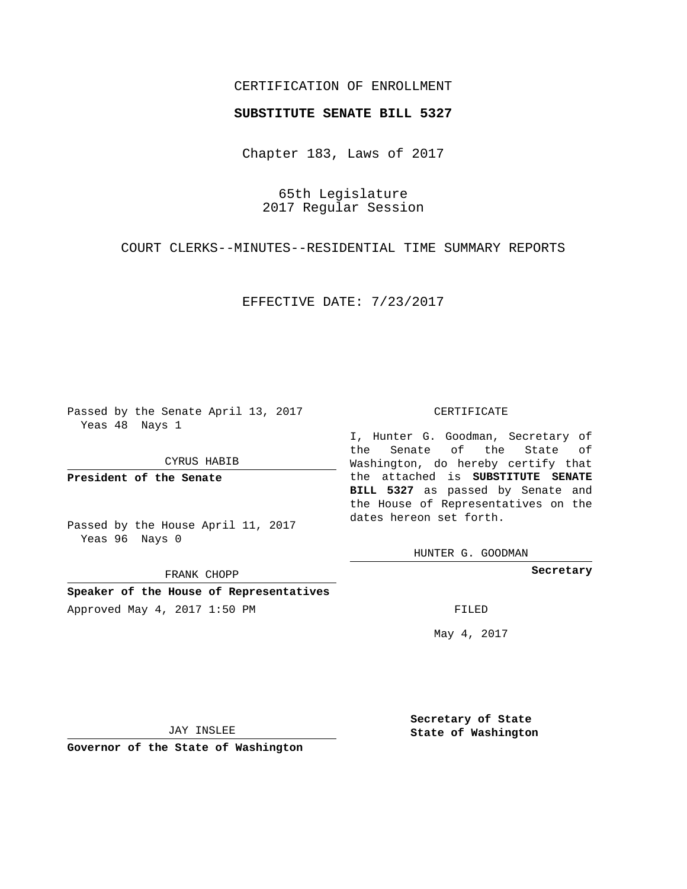CERTIFICATION OF ENROLLMENT

**SUBSTITUTE SENATE BILL 5327**

Chapter 183, Laws of 2017

65th Legislature
2017 Regular Session

COURT CLERKS--MINUTES--RESIDENTIAL TIME SUMMARY REPORTS

EFFECTIVE DATE: 7/23/2017

Passed by the Senate April 13, 2017
Yeas 48 Nays 1

CYRUS HABIB

**President of the Senate**

Passed by the House April 11, 2017
Yeas 96 Nays 0

FRANK CHOPP

**Speaker of the House of Representatives**

Approved May 4, 2017 1:50 PM

JAY INSLEE

**Governor of the State of Washington**

CERTIFICATE

I, Hunter G. Goodman, Secretary of the Senate of the State of Washington, do hereby certify that the attached is **SUBSTITUTE SENATE BILL 5327** as passed by Senate and the House of Representatives on the dates hereon set forth.

HUNTER G. GOODMAN

**Secretary**

FILED

May 4, 2017

**Secretary of State**
**State of Washington**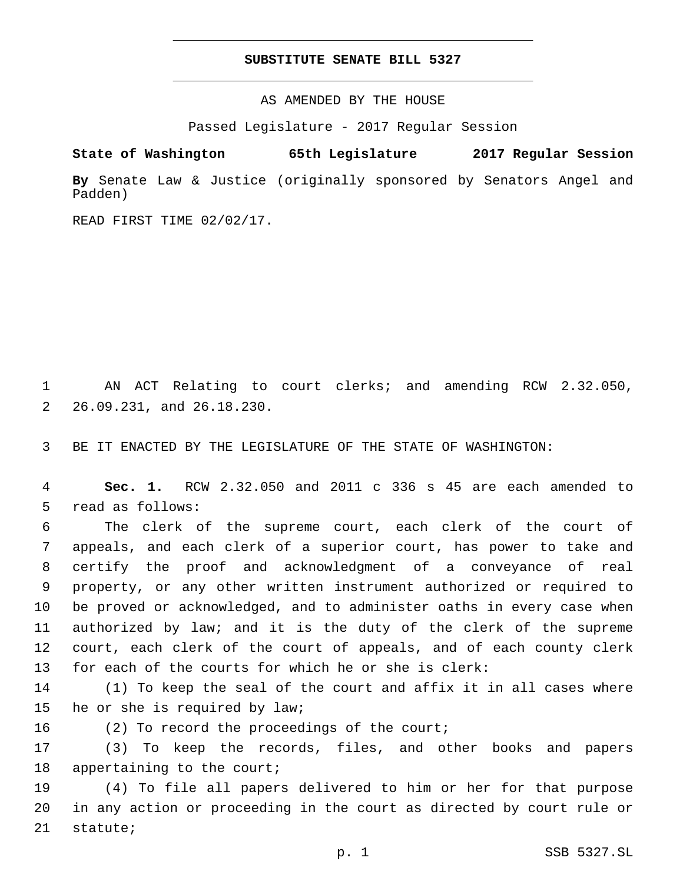# SUBSTITUTE SENATE BILL 5327

AS AMENDED BY THE HOUSE

Passed Legislature - 2017 Regular Session

**State of Washington 65th Legislature 2017 Regular Session**

**By** Senate Law & Justice (originally sponsored by Senators Angel and Padden)

READ FIRST TIME 02/02/17.

AN ACT Relating to court clerks; and amending RCW 2.32.050, 26.09.231, and 26.18.230.

BE IT ENACTED BY THE LEGISLATURE OF THE STATE OF WASHINGTON:

**Sec. 1.** RCW 2.32.050 and 2011 c 336 s 45 are each amended to read as follows:

The clerk of the supreme court, each clerk of the court of appeals, and each clerk of a superior court, has power to take and certify the proof and acknowledgment of a conveyance of real property, or any other written instrument authorized or required to be proved or acknowledged, and to administer oaths in every case when authorized by law; and it is the duty of the clerk of the supreme court, each clerk of the court of appeals, and of each county clerk for each of the courts for which he or she is clerk:

(1) To keep the seal of the court and affix it in all cases where he or she is required by law;

(2) To record the proceedings of the court;

(3) To keep the records, files, and other books and papers appertaining to the court;

(4) To file all papers delivered to him or her for that purpose in any action or proceeding in the court as directed by court rule or statute;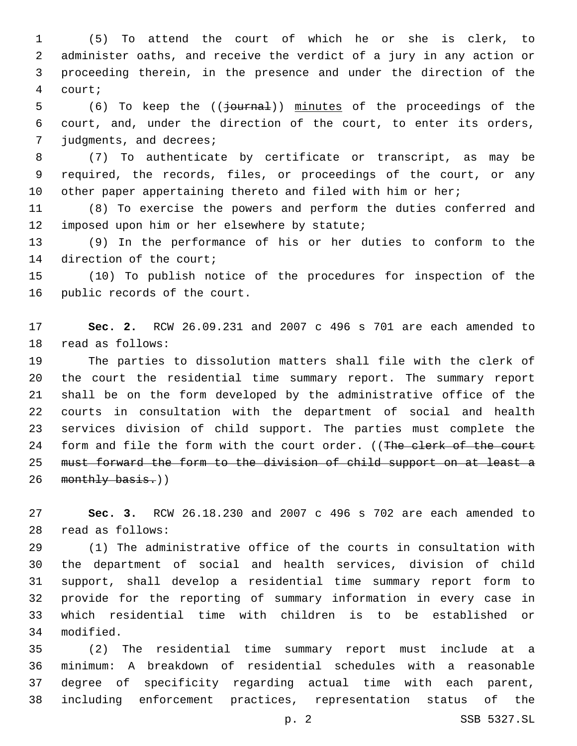(5) To attend the court of which he or she is clerk, to administer oaths, and receive the verdict of a jury in any action or proceeding therein, in the presence and under the direction of the court;

(6) To keep the ((~~journal~~)) <u>minutes</u> of the proceedings of the court, and, under the direction of the court, to enter its orders, judgments, and decrees;

(7) To authenticate by certificate or transcript, as may be required, the records, files, or proceedings of the court, or any other paper appertaining thereto and filed with him or her;

(8) To exercise the powers and perform the duties conferred and imposed upon him or her elsewhere by statute;

(9) In the performance of his or her duties to conform to the direction of the court;

(10) To publish notice of the procedures for inspection of the public records of the court.

**Sec. 2.** RCW 26.09.231 and 2007 c 496 s 701 are each amended to read as follows:

The parties to dissolution matters shall file with the clerk of the court the residential time summary report. The summary report shall be on the form developed by the administrative office of the courts in consultation with the department of social and health services division of child support. The parties must complete the form and file the form with the court order. ((~~The clerk of the court must forward the form to the division of child support on at least a monthly basis.~~))

**Sec. 3.** RCW 26.18.230 and 2007 c 496 s 702 are each amended to read as follows:

(1) The administrative office of the courts in consultation with the department of social and health services, division of child support, shall develop a residential time summary report form to provide for the reporting of summary information in every case in which residential time with children is to be established or modified.

(2) The residential time summary report must include at a minimum: A breakdown of residential schedules with a reasonable degree of specificity regarding actual time with each parent, including enforcement practices, representation status of the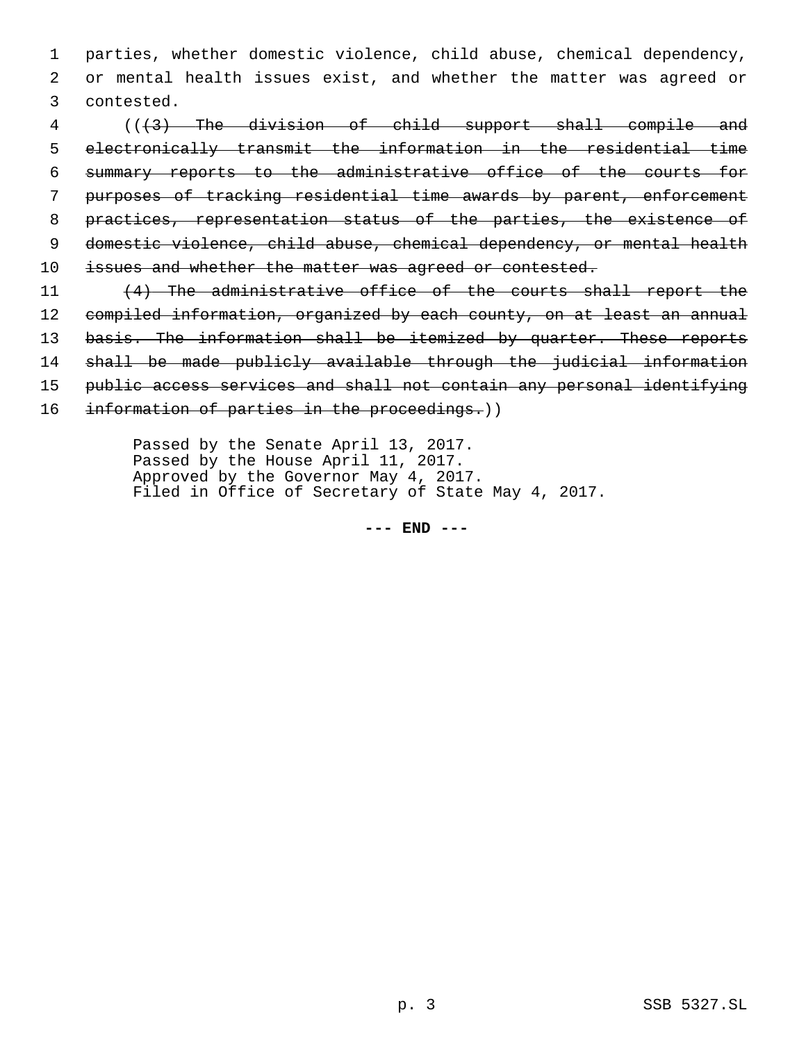parties, whether domestic violence, child abuse, chemical dependency, or mental health issues exist, and whether the matter was agreed or contested.

((~~(3) The division of child support shall compile and electronically transmit the information in the residential time summary reports to the administrative office of the courts for purposes of tracking residential time awards by parent, enforcement practices, representation status of the parties, the existence of domestic violence, child abuse, chemical dependency, or mental health issues and whether the matter was agreed or contested.~~

~~(4) The administrative office of the courts shall report the compiled information, organized by each county, on at least an annual basis. The information shall be itemized by quarter. These reports shall be made publicly available through the judicial information public access services and shall not contain any personal identifying information of parties in the proceedings.~~))

Passed by the Senate April 13, 2017.
Passed by the House April 11, 2017.
Approved by the Governor May 4, 2017.
Filed in Office of Secretary of State May 4, 2017.

**--- END ---**